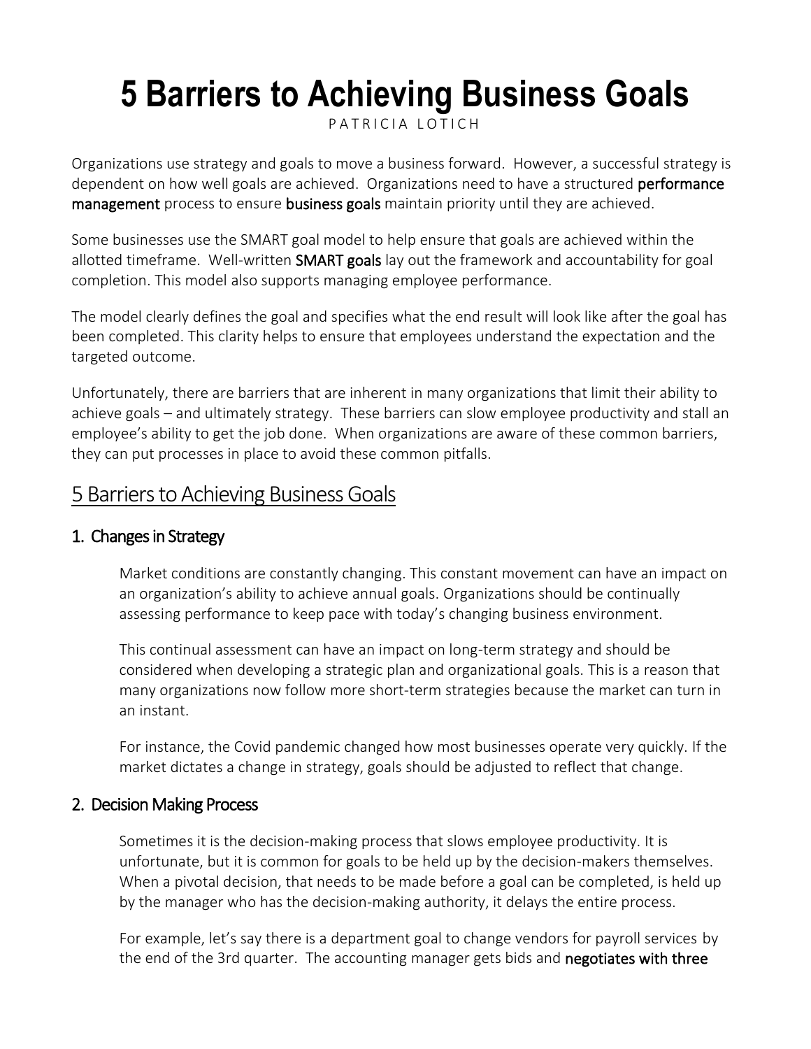# 5 Barriers to Achieving Business Goals

PATRICIA LOTICH

Organizations use strategy and goals to move a business forward. However, a successful strategy is dependent on how well goals are achieved. Organizations need to have a structured **performance management** process to ensure **business goals** maintain priority until they are achieved.

Some businesses use the SMART goal model to help ensure that goals are achieved within the allotted timeframe. Well-written **SMART goals** lay out the framework and accountability for goal completion. This model also supports managing employee performance.

The model clearly defines the goal and specifies what the end result will look like after the goal has been completed. This clarity helps to ensure that employees understand the expectation and the targeted outcome.

Unfortunately, there are barriers that are inherent in many organizations that limit their ability to achieve goals – and ultimately strategy. These barriers can slow employee productivity and stall an employee's ability to get the job done. When organizations are aware of these common barriers, they can put processes in place to avoid these common pitfalls.

## 5 Barriers to Achieving Business Goals

### 1. Changes in Strategy

Market conditions are constantly changing. This constant movement can have an impact on an organization's ability to achieve annual goals. Organizations should be continually assessing performance to keep pace with today's changing business environment.

This continual assessment can have an impact on long-term strategy and should be considered when developing a strategic plan and organizational goals. This is a reason that many organizations now follow more short-term strategies because the market can turn in an instant.

For instance, the Covid pandemic changed how most businesses operate very quickly. If the market dictates a change in strategy, goals should be adjusted to reflect that change.

### 2. Decision Making Process

Sometimes it is the decision-making process that slows employee productivity. It is unfortunate, but it is common for goals to be held up by the decision-makers themselves. When a pivotal decision, that needs to be made before a goal can be completed, is held up by the manager who has the decision-making authority, it delays the entire process.

For example, let's say there is a department goal to change vendors for payroll services by the end of the 3rd quarter. The accounting manager gets bids and **negotiates with three**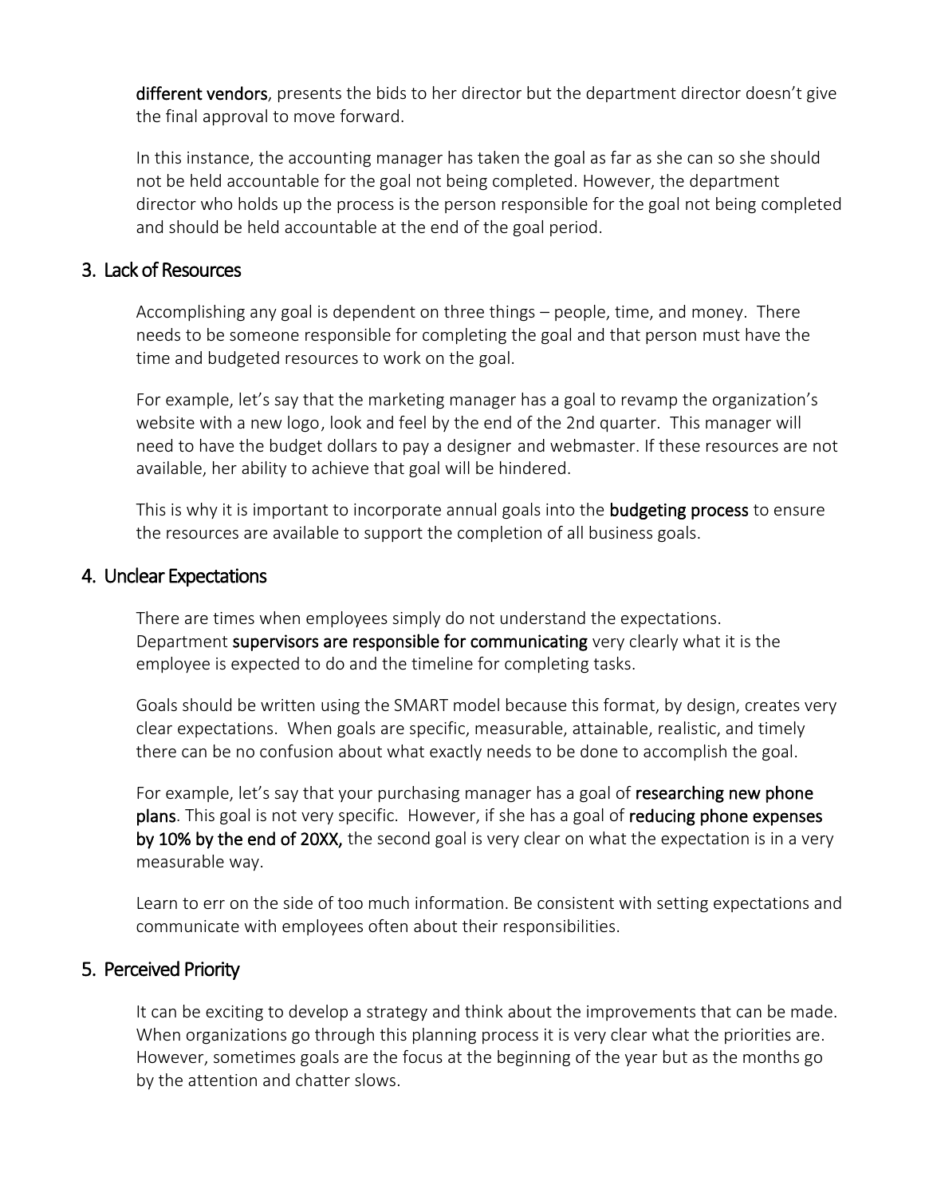**different vendors**, presents the bids to her director but the department director doesn't give the final approval to move forward.

In this instance, the accounting manager has taken the goal as far as she can so she should not be held accountable for the goal not being completed. However, the department director who holds up the process is the person responsible for the goal not being completed and should be held accountable at the end of the goal period.

## 3. Lack of Resources

Accomplishing any goal is dependent on three things – people, time, and money. There needs to be someone responsible for completing the goal and that person must have the time and budgeted resources to work on the goal.

For example, let's say that the marketing manager has a goal to revamp the organization's website with a new logo, look and feel by the end of the 2nd quarter. This manager will need to have the budget dollars to pay a designer and webmaster. If these resources are not available, her ability to achieve that goal will be hindered.

This is why it is important to incorporate annual goals into the **budgeting process** to ensure the resources are available to support the completion of all business goals.

## 4. Unclear Expectations

There are times when employees simply do not understand the expectations. Department **supervisors are responsible for communicating** very clearly what it is the employee is expected to do and the timeline for completing tasks.

Goals should be written using the SMART model because this format, by design, creates very clear expectations. When goals are specific, measurable, attainable, realistic, and timely there can be no confusion about what exactly needs to be done to accomplish the goal.

For example, let's say that your purchasing manager has a goal of **researching new phone plans**. This goal is not very specific. However, if she has a goal of **reducing phone expenses by 10% by the end of 20XX,** the second goal is very clear on what the expectation is in a very measurable way.

Learn to err on the side of too much information. Be consistent with setting expectations and communicate with employees often about their responsibilities.

## 5. Perceived Priority

It can be exciting to develop a strategy and think about the improvements that can be made. When organizations go through this planning process it is very clear what the priorities are. However, sometimes goals are the focus at the beginning of the year but as the months go by the attention and chatter slows.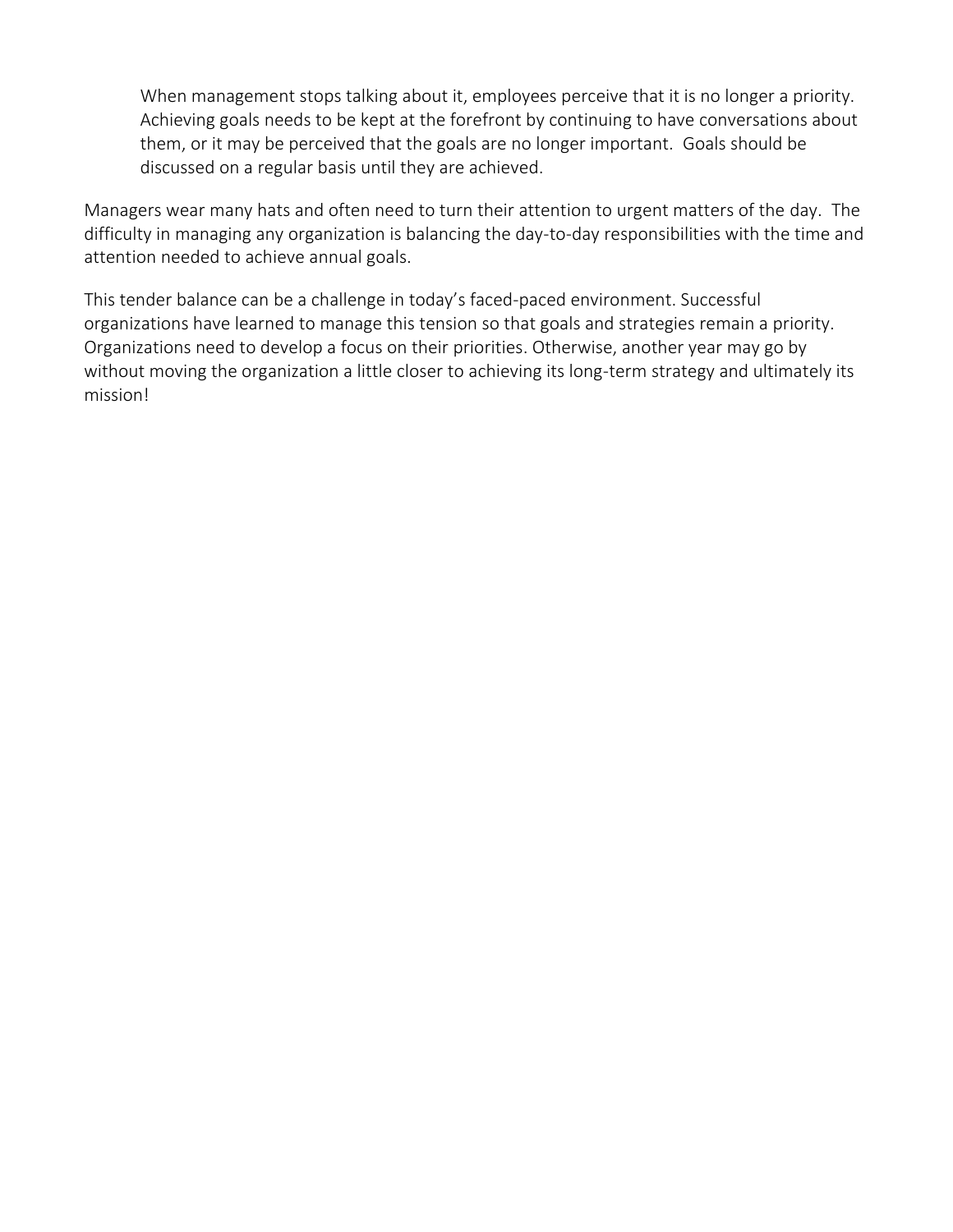> When management stops talking about it, employees perceive that it is no longer a priority. Achieving goals needs to be kept at the forefront by continuing to have conversations about them, or it may be perceived that the goals are no longer important. Goals should be discussed on a regular basis until they are achieved.

Managers wear many hats and often need to turn their attention to urgent matters of the day. The difficulty in managing any organization is balancing the day-to-day responsibilities with the time and attention needed to achieve annual goals.

This tender balance can be a challenge in today's faced-paced environment. Successful organizations have learned to manage this tension so that goals and strategies remain a priority. Organizations need to develop a focus on their priorities. Otherwise, another year may go by without moving the organization a little closer to achieving its long-term strategy and ultimately its mission!